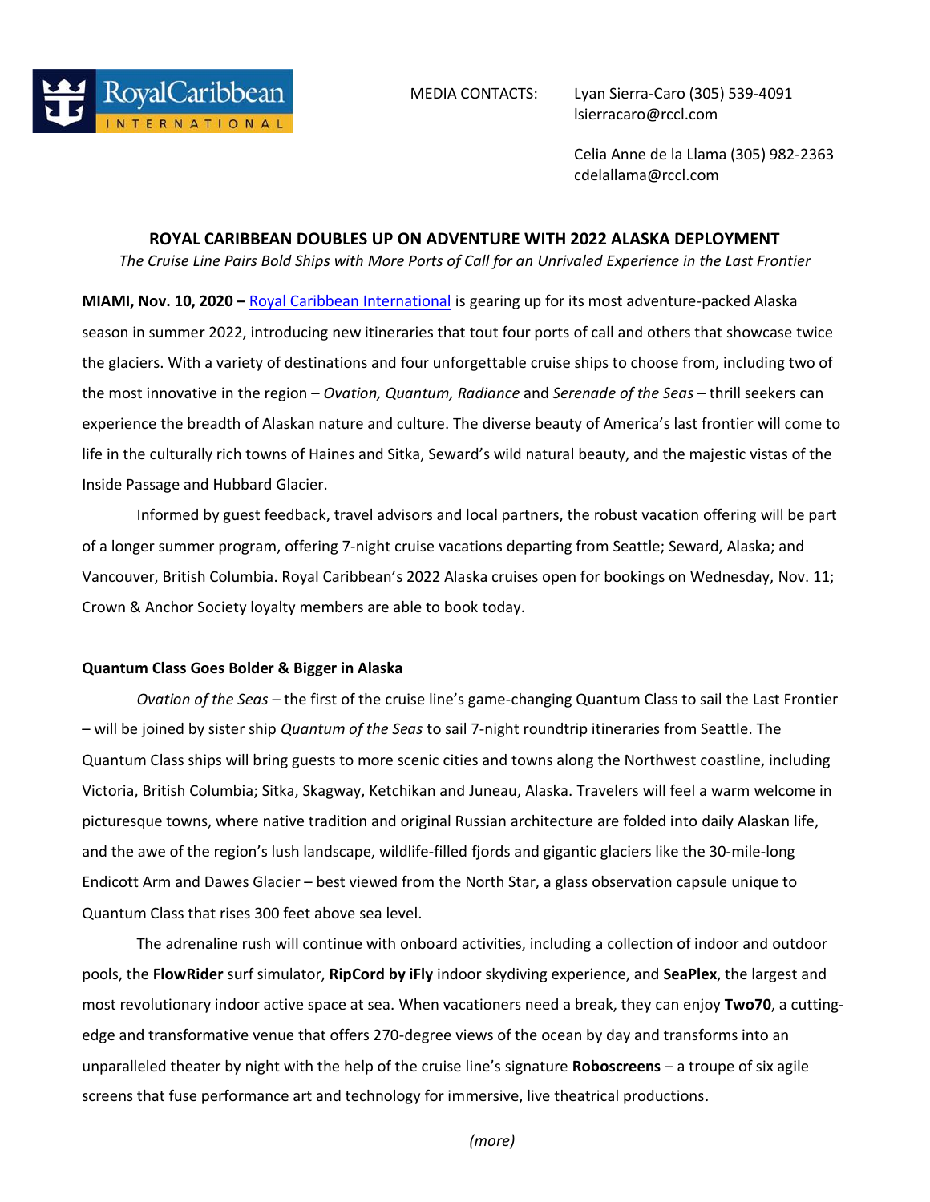MEDIA CONTACTS: Lyan Sierra-Caro (305) 539-4091
lsierracaro@rccl.com

Celia Anne de la Llama (305) 982-2363
cdelallama@rccl.com

## ROYAL CARIBBEAN DOUBLES UP ON ADVENTURE WITH 2022 ALASKA DEPLOYMENT

*The Cruise Line Pairs Bold Ships with More Ports of Call for an Unrivaled Experience in the Last Frontier*

**MIAMI, Nov. 10, 2020 –** Royal Caribbean International is gearing up for its most adventure-packed Alaska season in summer 2022, introducing new itineraries that tout four ports of call and others that showcase twice the glaciers. With a variety of destinations and four unforgettable cruise ships to choose from, including two of the most innovative in the region – *Ovation, Quantum, Radiance* and *Serenade of the Seas* – thrill seekers can experience the breadth of Alaskan nature and culture. The diverse beauty of America's last frontier will come to life in the culturally rich towns of Haines and Sitka, Seward's wild natural beauty, and the majestic vistas of the Inside Passage and Hubbard Glacier.

Informed by guest feedback, travel advisors and local partners, the robust vacation offering will be part of a longer summer program, offering 7-night cruise vacations departing from Seattle; Seward, Alaska; and Vancouver, British Columbia. Royal Caribbean's 2022 Alaska cruises open for bookings on Wednesday, Nov. 11; Crown & Anchor Society loyalty members are able to book today.

### Quantum Class Goes Bolder & Bigger in Alaska

*Ovation of the Seas* – the first of the cruise line's game-changing Quantum Class to sail the Last Frontier – will be joined by sister ship *Quantum of the Seas* to sail 7-night roundtrip itineraries from Seattle. The Quantum Class ships will bring guests to more scenic cities and towns along the Northwest coastline, including Victoria, British Columbia; Sitka, Skagway, Ketchikan and Juneau, Alaska. Travelers will feel a warm welcome in picturesque towns, where native tradition and original Russian architecture are folded into daily Alaskan life, and the awe of the region's lush landscape, wildlife-filled fjords and gigantic glaciers like the 30-mile-long Endicott Arm and Dawes Glacier – best viewed from the North Star, a glass observation capsule unique to Quantum Class that rises 300 feet above sea level.

The adrenaline rush will continue with onboard activities, including a collection of indoor and outdoor pools, the **FlowRider** surf simulator, **RipCord by iFly** indoor skydiving experience, and **SeaPlex**, the largest and most revolutionary indoor active space at sea. When vacationers need a break, they can enjoy **Two70**, a cutting-edge and transformative venue that offers 270-degree views of the ocean by day and transforms into an unparalleled theater by night with the help of the cruise line's signature **Roboscreens** – a troupe of six agile screens that fuse performance art and technology for immersive, live theatrical productions.

*(more)*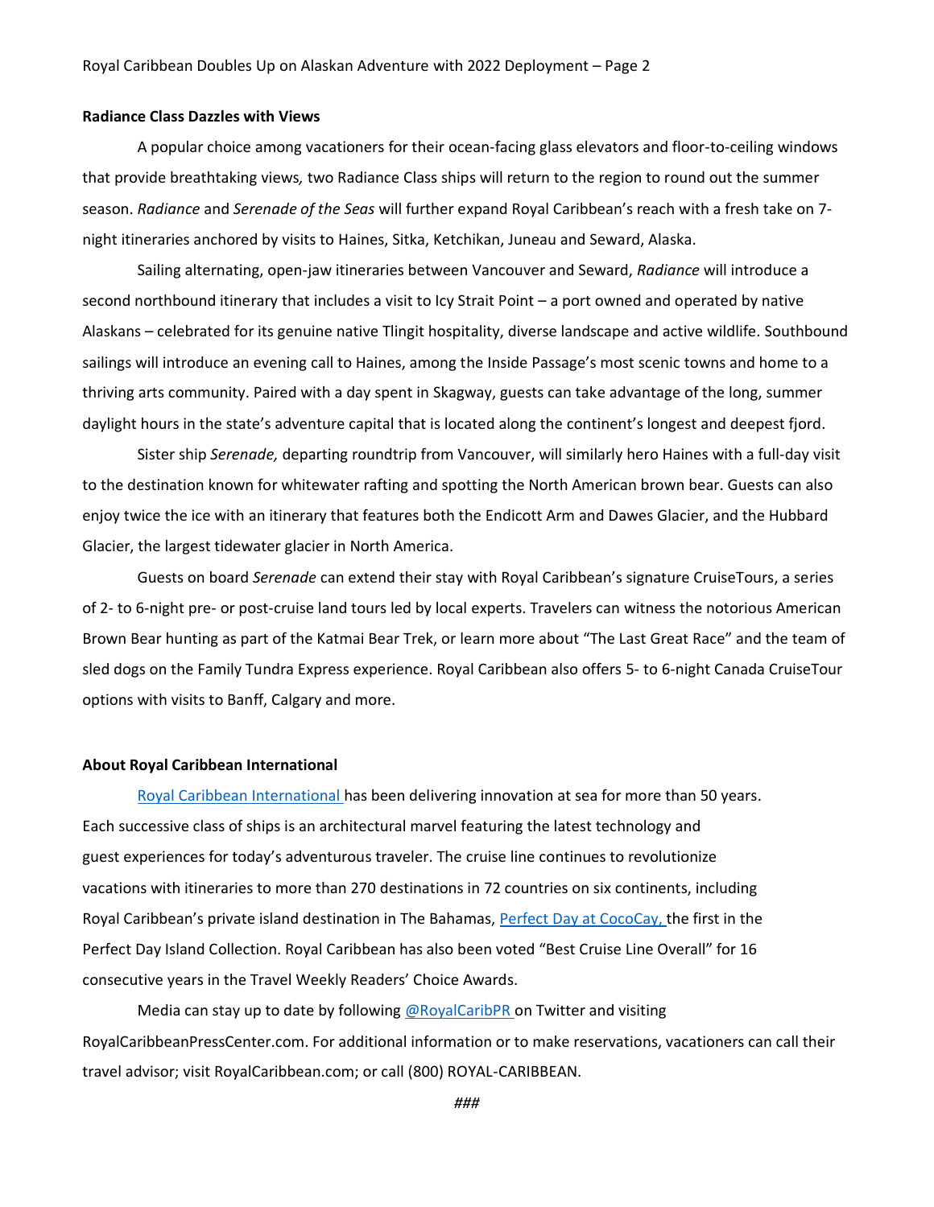**Radiance Class Dazzles with Views**

A popular choice among vacationers for their ocean-facing glass elevators and floor-to-ceiling windows that provide breathtaking views*,* two Radiance Class ships will return to the region to round out the summer season. *Radiance* and *Serenade of the Seas* will further expand Royal Caribbean's reach with a fresh take on 7-night itineraries anchored by visits to Haines, Sitka, Ketchikan, Juneau and Seward, Alaska.

Sailing alternating, open-jaw itineraries between Vancouver and Seward, *Radiance* will introduce a second northbound itinerary that includes a visit to Icy Strait Point – a port owned and operated by native Alaskans – celebrated for its genuine native Tlingit hospitality, diverse landscape and active wildlife. Southbound sailings will introduce an evening call to Haines, among the Inside Passage's most scenic towns and home to a thriving arts community. Paired with a day spent in Skagway, guests can take advantage of the long, summer daylight hours in the state's adventure capital that is located along the continent's longest and deepest fjord.

Sister ship *Serenade,* departing roundtrip from Vancouver, will similarly hero Haines with a full-day visit to the destination known for whitewater rafting and spotting the North American brown bear. Guests can also enjoy twice the ice with an itinerary that features both the Endicott Arm and Dawes Glacier, and the Hubbard Glacier, the largest tidewater glacier in North America.

Guests on board *Serenade* can extend their stay with Royal Caribbean's signature CruiseTours, a series of 2- to 6-night pre- or post-cruise land tours led by local experts. Travelers can witness the notorious American Brown Bear hunting as part of the Katmai Bear Trek, or learn more about "The Last Great Race" and the team of sled dogs on the Family Tundra Express experience. Royal Caribbean also offers 5- to 6-night Canada CruiseTour options with visits to Banff, Calgary and more.

**About Royal Caribbean International**

Royal Caribbean International has been delivering innovation at sea for more than 50 years. Each successive class of ships is an architectural marvel featuring the latest technology and guest experiences for today's adventurous traveler. The cruise line continues to revolutionize vacations with itineraries to more than 270 destinations in 72 countries on six continents, including Royal Caribbean's private island destination in The Bahamas, Perfect Day at CocoCay, the first in the Perfect Day Island Collection. Royal Caribbean has also been voted "Best Cruise Line Overall" for 16 consecutive years in the Travel Weekly Readers' Choice Awards.

Media can stay up to date by following @RoyalCaribPR on Twitter and visiting RoyalCaribbeanPressCenter.com. For additional information or to make reservations, vacationers can call their travel advisor; visit RoyalCaribbean.com; or call (800) ROYAL-CARIBBEAN.

*###*